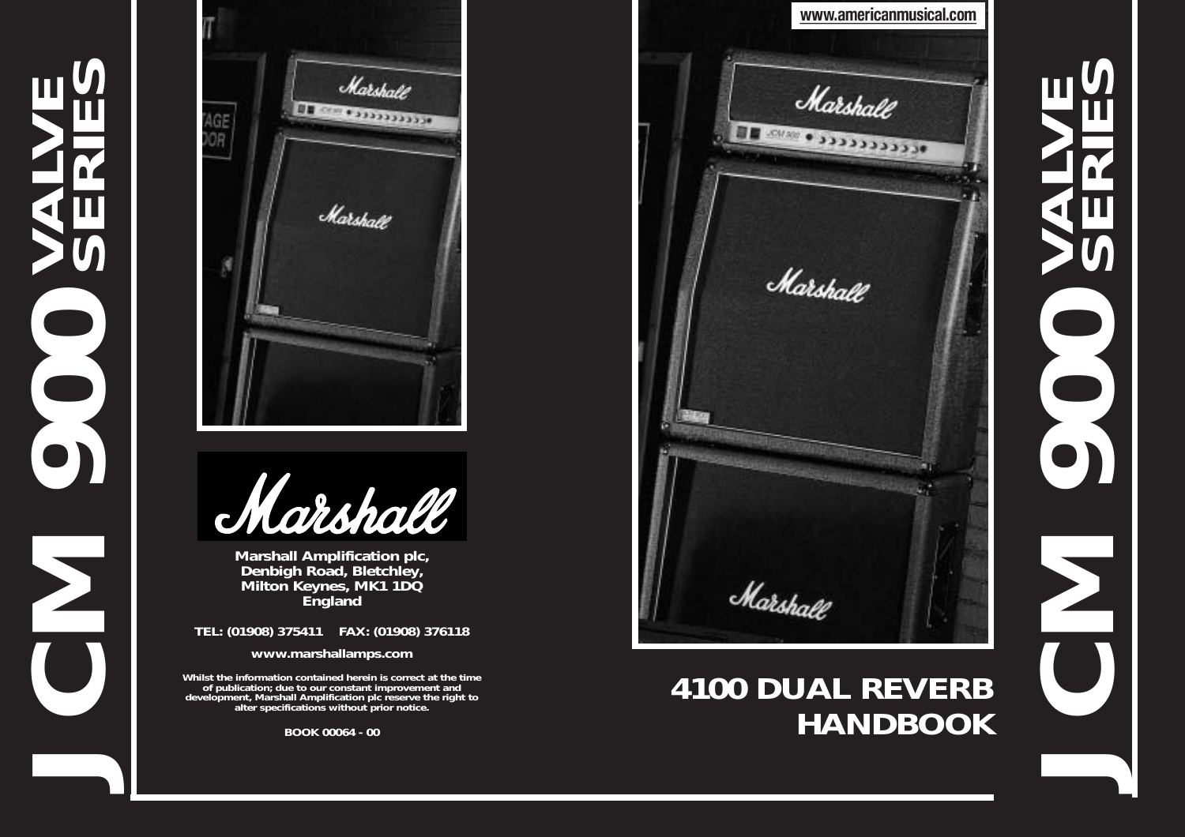# JCM 900 VALVE SERIES

Marshall

**Marshall Amplification plc,**
**Denbigh Road, Bletchley,**
**Milton Keynes, MK1 1DQ**
**England**

**TEL: (01908) 375411 FAX: (01908) 376118**

**www.marshallamps.com**

**Whilst the information contained herein is correct at the time of publication; due to our constant improvement and development, Marshall Amplification plc reserve the right to alter specifications without prior notice.**

**BOOK 00064 - 00**

www.americanmusical.com

# 4100 DUAL REVERB HANDBOOK

# JCM 900 VALVE SERIES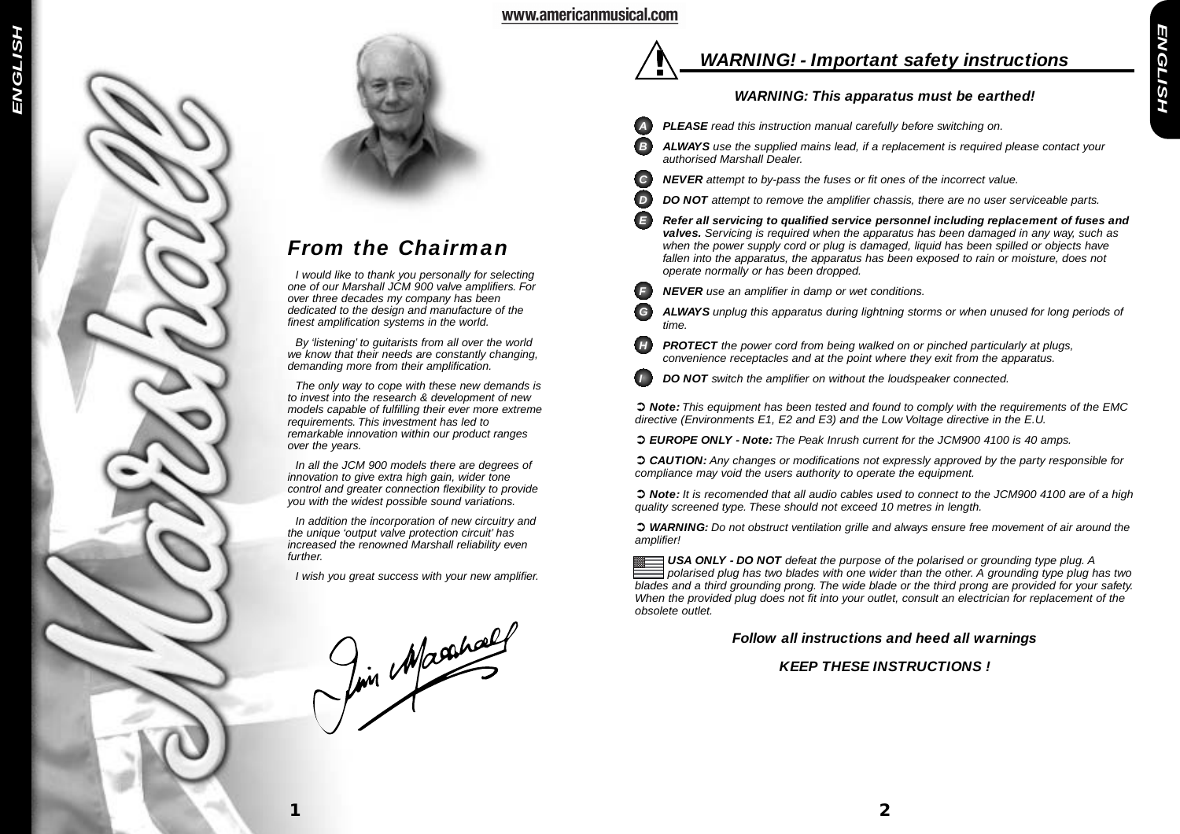## From the Chairman

I would like to thank you personally for selecting one of our Marshall JCM 900 valve amplifiers. For over three decades my company has been dedicated to the design and manufacture of the finest amplification systems in the world.

By 'listening' to guitarists from all over the world we know that their needs are constantly changing, demanding more from their amplification.

The only way to cope with these new demands is to invest into the research & development of new models capable of fulfilling their ever more extreme requirements. This investment has led to remarkable innovation within our product ranges over the years.

In all the JCM 900 models there are degrees of innovation to give extra high gain, wider tone control and greater connection flexibility to provide you with the widest possible sound variations.

In addition the incorporation of new circuitry and the unique 'output valve protection circuit' has increased the renowned Marshall reliability even further.

I wish you great success with your new amplifier.

## WARNING! - Important safety instructions

**WARNING: This apparatus must be earthed!**

- A **PLEASE** read this instruction manual carefully before switching on.
- B **ALWAYS** use the supplied mains lead, if a replacement is required please contact your authorised Marshall Dealer.
- C **NEVER** attempt to by-pass the fuses or fit ones of the incorrect value.
- D **DO NOT** attempt to remove the amplifier chassis, there are no user serviceable parts.
- E **Refer all servicing to qualified service personnel including replacement of fuses and valves.** Servicing is required when the apparatus has been damaged in any way, such as when the power supply cord or plug is damaged, liquid has been spilled or objects have fallen into the apparatus, the apparatus has been exposed to rain or moisture, does not operate normally or has been dropped.
- F **NEVER** use an amplifier in damp or wet conditions.
- G **ALWAYS** unplug this apparatus during lightning storms or when unused for long periods of time.
- H **PROTECT** the power cord from being walked on or pinched particularly at plugs, convenience receptacles and at the point where they exit from the apparatus.
- I **DO NOT** switch the amplifier on without the loudspeaker connected.

➲ **Note:** This equipment has been tested and found to comply with the requirements of the EMC directive (Environments E1, E2 and E3) and the Low Voltage directive in the E.U.

➲ **EUROPE ONLY - Note:** The Peak Inrush current for the JCM900 4100 is 40 amps.

➲ **CAUTION:** Any changes or modifications not expressly approved by the party responsible for compliance may void the users authority to operate the equipment.

➲ **Note:** It is recomended that all audio cables used to connect to the JCM900 4100 are of a high quality screened type. These should not exceed 10 metres in length.

➲ **WARNING:** Do not obstruct ventilation grille and always ensure free movement of air around the amplifier!

**USA ONLY - DO NOT** defeat the purpose of the polarised or grounding type plug. A polarised plug has two blades with one wider than the other. A grounding type plug has two blades and a third grounding prong. The wide blade or the third prong are provided for your safety. When the provided plug does not fit into your outlet, consult an electrician for replacement of the obsolete outlet.

**Follow all instructions and heed all warnings**

**KEEP THESE INSTRUCTIONS !**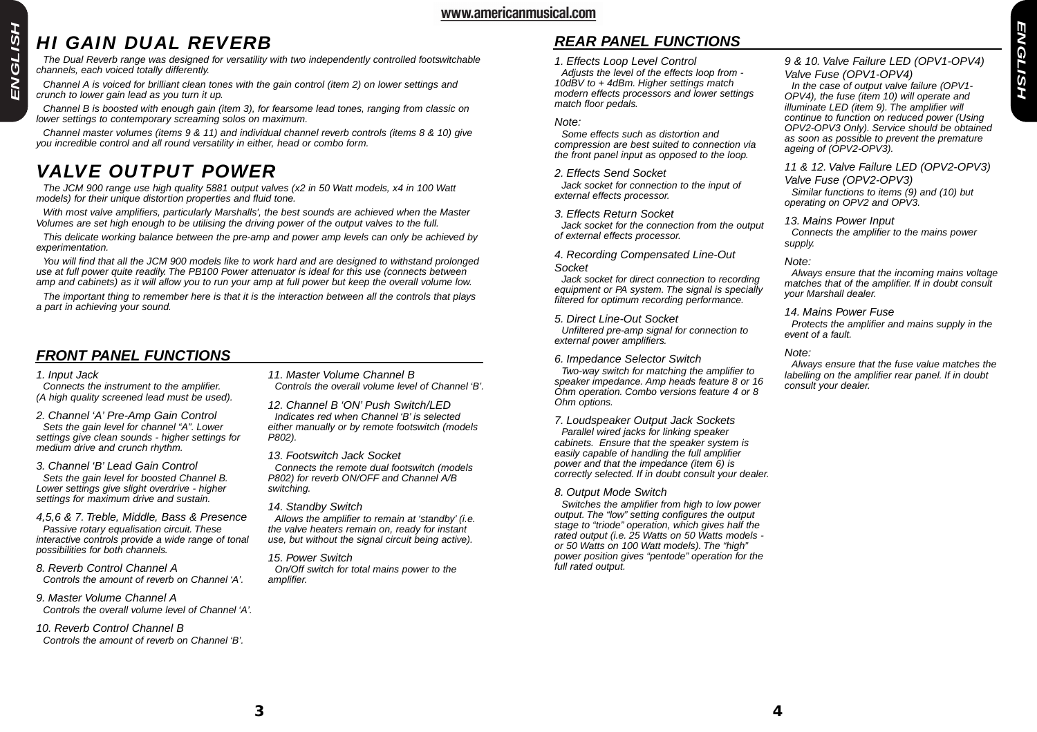## HI GAIN DUAL REVERB

The Dual Reverb range was designed for versatility with two independently controlled footswitchable channels, each voiced totally differently.

Channel A is voiced for brilliant clean tones with the gain control (item 2) on lower settings and crunch to lower gain lead as you turn it up.

Channel B is boosted with enough gain (item 3), for fearsome lead tones, ranging from classic on lower settings to contemporary screaming solos on maximum.

Channel master volumes (items 9 & 11) and individual channel reverb controls (items 8 & 10) give you incredible control and all round versatility in either, head or combo form.

## VALVE OUTPUT POWER

The JCM 900 range use high quality 5881 output valves (x2 in 50 Watt models, x4 in 100 Watt models) for their unique distortion properties and fluid tone.

With most valve amplifiers, particularly Marshalls', the best sounds are achieved when the Master Volumes are set high enough to be utilising the driving power of the output valves to the full.

This delicate working balance between the pre-amp and power amp levels can only be achieved by experimentation.

You will find that all the JCM 900 models like to work hard and are designed to withstand prolonged use at full power quite readily. The PB100 Power attenuator is ideal for this use (connects between amp and cabinets) as it will allow you to run your amp at full power but keep the overall volume low.

The important thing to remember here is that it is the interaction between all the controls that plays a part in achieving your sound.

## FRONT PANEL FUNCTIONS

1. Input Jack
Connects the instrument to the amplifier.
(A high quality screened lead must be used).

2. Channel ‘A’ Pre-Amp Gain Control
Sets the gain level for channel “A”. Lower settings give clean sounds - higher settings for medium drive and crunch rhythm.

3. Channel ‘B’ Lead Gain Control
Sets the gain level for boosted Channel B. Lower settings give slight overdrive - higher settings for maximum drive and sustain.

4,5,6 & 7. Treble, Middle, Bass & Presence
Passive rotary equalisation circuit. These interactive controls provide a wide range of tonal possibilities for both channels.

8. Reverb Control Channel A
Controls the amount of reverb on Channel ‘A’.

9. Master Volume Channel A
Controls the overall volume level of Channel ‘A’.

10. Reverb Control Channel B
Controls the amount of reverb on Channel ‘B’.

11. Master Volume Channel B
Controls the overall volume level of Channel ‘B’.

12. Channel B ‘ON’ Push Switch/LED
Indicates red when Channel ‘B’ is selected either manually or by remote footswitch (models P802).

13. Footswitch Jack Socket
Connects the remote dual footswitch (models P802) for reverb ON/OFF and Channel A/B switching.

14. Standby Switch
Allows the amplifier to remain at ‘standby’ (i.e. the valve heaters remain on, ready for instant use, but without the signal circuit being active).

15. Power Switch
On/Off switch for total mains power to the amplifier.

## REAR PANEL FUNCTIONS

1. Effects Loop Level Control
Adjusts the level of the effects loop from -10dBV to + 4dBm. Higher settings match modern effects processors and lower settings match floor pedals.

Note:
Some effects such as distortion and compression are best suited to connection via the front panel input as opposed to the loop.

2. Effects Send Socket
Jack socket for connection to the input of external effects processor.

3. Effects Return Socket
Jack socket for the connection from the output of external effects processor.

4. Recording Compensated Line-Out Socket
Jack socket for direct connection to recording equipment or PA system. The signal is specially filtered for optimum recording performance.

5. Direct Line-Out Socket
Unfiltered pre-amp signal for connection to external power amplifiers.

6. Impedance Selector Switch
Two-way switch for matching the amplifier to speaker impedance. Amp heads feature 8 or 16 Ohm operation. Combo versions feature 4 or 8 Ohm options.

7. Loudspeaker Output Jack Sockets
Parallel wired jacks for linking speaker cabinets. Ensure that the speaker system is easily capable of handling the full amplifier power and that the impedance (item 6) is correctly selected. If in doubt consult your dealer.

8. Output Mode Switch
Switches the amplifier from high to low power output. The “low” setting configures the output stage to “triode” operation, which gives half the rated output (i.e. 25 Watts on 50 Watts models - or 50 Watts on 100 Watt models). The “high” power position gives “pentode” operation for the full rated output.

9 & 10. Valve Failure LED (OPV1-OPV4) Valve Fuse (OPV1-OPV4)
In the case of output valve failure (OPV1-OPV4), the fuse (item 10) will operate and illuminate LED (item 9). The amplifier will continue to function on reduced power (Using OPV2-OPV3 Only). Service should be obtained as soon as possible to prevent the premature ageing of (OPV2-OPV3).

11 & 12. Valve Failure LED (OPV2-OPV3) Valve Fuse (OPV2-OPV3)
Similar functions to items (9) and (10) but operating on OPV2 and OPV3.

13. Mains Power Input
Connects the amplifier to the mains power supply.

Note:
Always ensure that the incoming mains voltage matches that of the amplifier. If in doubt consult your Marshall dealer.

14. Mains Power Fuse
Protects the amplifier and mains supply in the event of a fault.

Note:
Always ensure that the fuse value matches the labelling on the amplifier rear panel. If in doubt consult your dealer.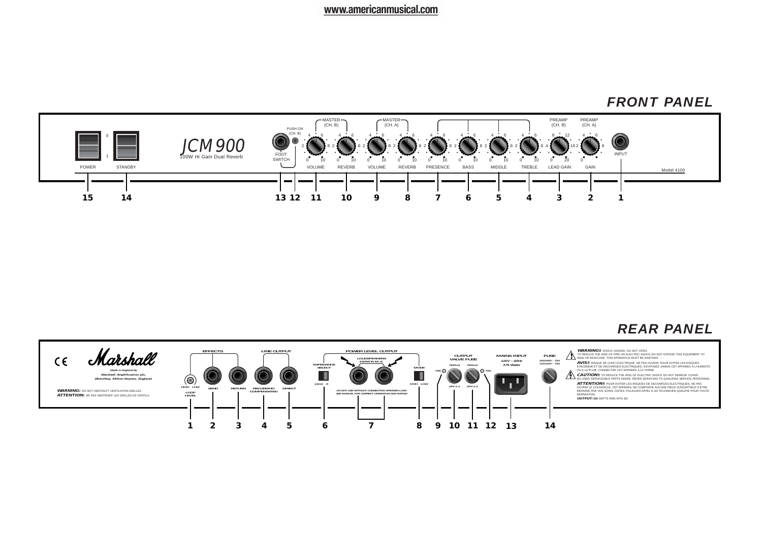www.americanmusical.com

## FRONT PANEL

POWER

0

1

STANDBY

JCM 900

100W Hi Gain Dual Reverb

FOOT SWITCH

PUSH ON (CH. B)

MASTER (CH. B)

VOLUME

REVERB

MASTER (CH. A)

VOLUME

REVERB

PRESENCE

BASS

MIDDLE

TREBLE

PREAMP (CH. B)

LEAD GAIN

PREAMP (CH. A)

GAIN

INPUT

Model 4100

15 14 13 12 11 10 9 8 7 6 5 4 3 2 1

## REAR PANEL

Marshall

Made in England by Marshall Amplification plc, Bletchley, Milton Keynes, England.

**WARNING:** DO NOT OBSTRUCT VENTILATION GRILLES

**ATTENTION:** NE PAS OBSTRUER LES GRILLES DE VENTILA

LOOP LEVEL HIGH LOW

EFFECTS: SEND RETURN

LINE OUTPUT: RECORDING COMPENSATED DIRECT

POWER LEVEL OUTPUT

IMPEDANCE SELECT (4)16 8

LOUDSPEAKERS 100W R.M.S.

DO NOT USE WITHOUT CONNECTING SPEAKER LOAD SEE MANUAL FOR CORRECT OPERATION AND RATING

MODE HIGH LOW

OUTPUT VALVE FUSE

FAIL T500mA T500mA FAIL

OPV-1-4 OPV-2-3

MAINS INPUT 120V ~ 60Hz 375 Watts

FUSE 220/240V - T2A 110/120V - T4A

**WARNING!:** SHOCK HAZARD, DO NOT OPEN. TO REDUCE THE RISK OF FIRE OR ELECTRIC SHOCK DO NOT EXPOSE THIS EQUIPMENT TO RAIN OR MOISTURE. THIS APPARATUS MUST BE EARTHED.

**AVIS!:** RISQUE DE CHOC ELECTRIQUE. NE PAS OUVRIR. POUR EVITER LES RISQUES D'INCENDIE ET DE DECHARGES ELECTRIQUES, N'EXPOSEZ JAMAIS CET APPAREIL A L'HUMIDITE OU A LA PLUIE. CONNECTER CET APPAREIL A LA TERRE.

**CAUTION!:** TO REDUCE THE RISK OF ELECTRIC SHOCK DO NOT REMOVE COVER. NO USER SERVICEABLE PARTS INSIDE. REFER SERVICING TO QUALIFIED SERVICE PERSONNEL.

**ATTENTION!:** POUR EVITER LES RISQUES DE DECHARGES ELECTRIQUES, NE PAS OUVRIR LE COUVERCLE. CET APPAREIL NE COMPORTE AUCUNE PIECE SUSCEPTIBLE D'ETRE REPAREE PAR VOS SOINS. FAITES TOUJOURS APPEL A UN TECHNICIEN QUALIFIE POUR TOUTE REPARATION.

**OUTPUT:** 100 WATTS RMS INTO 8Ω

1 2 3 4 5 6 7 8 9 10 11 12 13 14